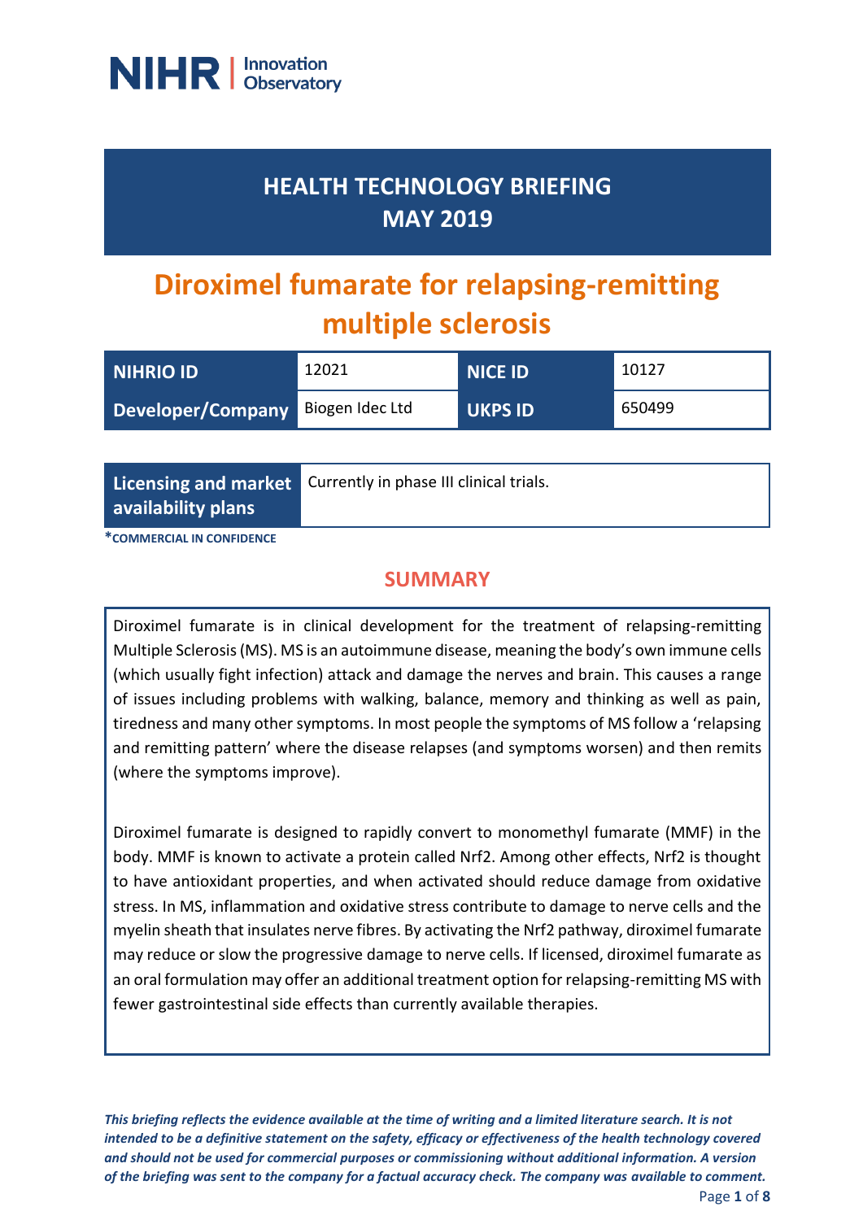NIHR | Innovation Observatory

# HEALTH TECHNOLOGY BRIEFING MAY 2019

# Diroximel fumarate for relapsing-remitting multiple sclerosis

| NIHRIO ID | 12021 | NICE ID | 10127 |
|---|---|---|---|
| Developer/Company | Biogen Idec Ltd | UKPS ID | 650499 |

| Licensing and market availability plans | Currently in phase III clinical trials. |
|---|---|

***COMMERCIAL IN CONFIDENCE**

## SUMMARY

Diroximel fumarate is in clinical development for the treatment of relapsing-remitting Multiple Sclerosis (MS). MS is an autoimmune disease, meaning the body's own immune cells (which usually fight infection) attack and damage the nerves and brain. This causes a range of issues including problems with walking, balance, memory and thinking as well as pain, tiredness and many other symptoms. In most people the symptoms of MS follow a 'relapsing and remitting pattern' where the disease relapses (and symptoms worsen) and then remits (where the symptoms improve).

Diroximel fumarate is designed to rapidly convert to monomethyl fumarate (MMF) in the body. MMF is known to activate a protein called Nrf2. Among other effects, Nrf2 is thought to have antioxidant properties, and when activated should reduce damage from oxidative stress. In MS, inflammation and oxidative stress contribute to damage to nerve cells and the myelin sheath that insulates nerve fibres. By activating the Nrf2 pathway, diroximel fumarate may reduce or slow the progressive damage to nerve cells. If licensed, diroximel fumarate as an oral formulation may offer an additional treatment option for relapsing-remitting MS with fewer gastrointestinal side effects than currently available therapies.

*This briefing reflects the evidence available at the time of writing and a limited literature search. It is not intended to be a definitive statement on the safety, efficacy or effectiveness of the health technology covered and should not be used for commercial purposes or commissioning without additional information. A version of the briefing was sent to the company for a factual accuracy check. The company was available to comment.*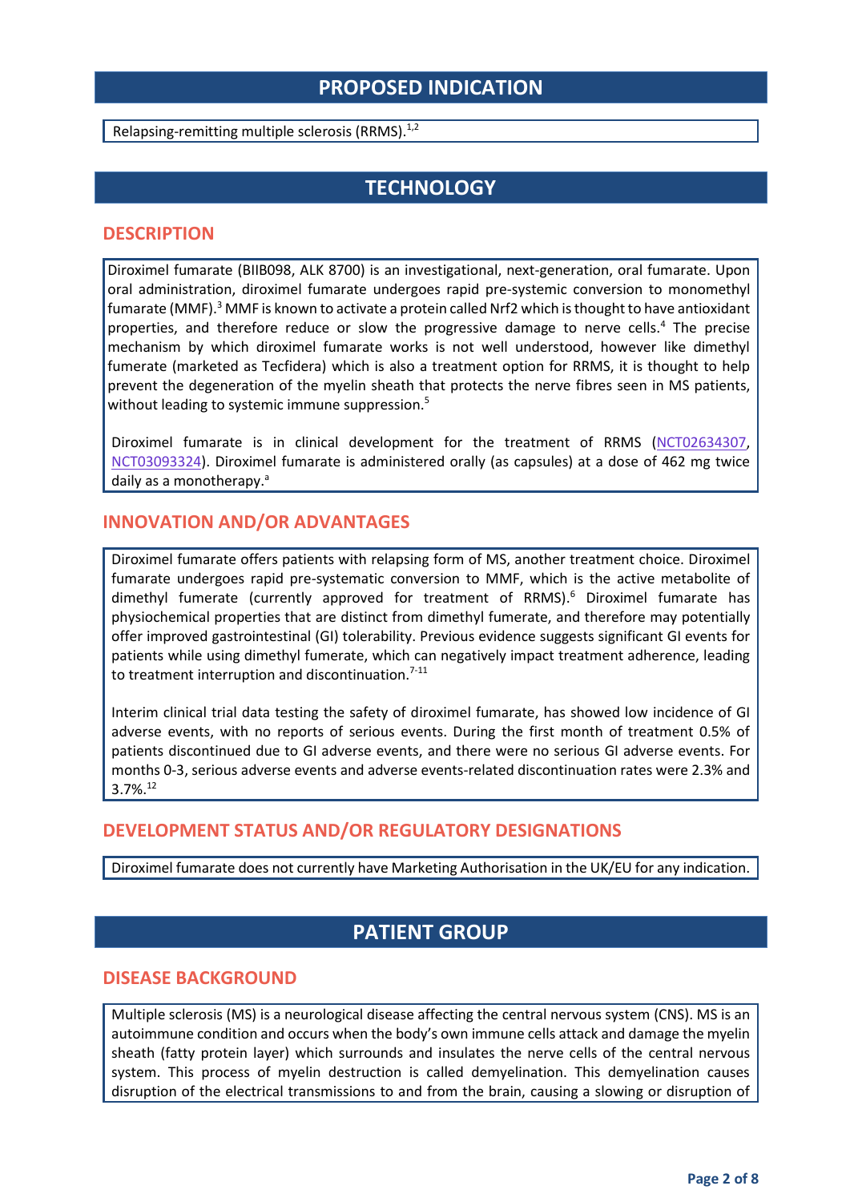# PROPOSED INDICATION

Relapsing-remitting multiple sclerosis (RRMS).[1,2]

# TECHNOLOGY

## DESCRIPTION

Diroximel fumarate (BIIB098, ALK 8700) is an investigational, next-generation, oral fumarate. Upon oral administration, diroximel fumarate undergoes rapid pre-systemic conversion to monomethyl fumarate (MMF).[3] MMF is known to activate a protein called Nrf2 which is thought to have antioxidant properties, and therefore reduce or slow the progressive damage to nerve cells.[4] The precise mechanism by which diroximel fumarate works is not well understood, however like dimethyl fumerate (marketed as Tecfidera) which is also a treatment option for RRMS, it is thought to help prevent the degeneration of the myelin sheath that protects the nerve fibres seen in MS patients, without leading to systemic immune suppression.[5]

Diroximel fumarate is in clinical development for the treatment of RRMS (NCT02634307, NCT03093324). Diroximel fumarate is administered orally (as capsules) at a dose of 462 mg twice daily as a monotherapy.[a]

## INNOVATION AND/OR ADVANTAGES

Diroximel fumarate offers patients with relapsing form of MS, another treatment choice. Diroximel fumarate undergoes rapid pre-systematic conversion to MMF, which is the active metabolite of dimethyl fumerate (currently approved for treatment of RRMS).[6] Diroximel fumarate has physiochemical properties that are distinct from dimethyl fumerate, and therefore may potentially offer improved gastrointestinal (GI) tolerability. Previous evidence suggests significant GI events for patients while using dimethyl fumerate, which can negatively impact treatment adherence, leading to treatment interruption and discontinuation.[7-11]

Interim clinical trial data testing the safety of diroximel fumarate, has showed low incidence of GI adverse events, with no reports of serious events. During the first month of treatment 0.5% of patients discontinued due to GI adverse events, and there were no serious GI adverse events. For months 0-3, serious adverse events and adverse events-related discontinuation rates were 2.3% and 3.7%.[12]

## DEVELOPMENT STATUS AND/OR REGULATORY DESIGNATIONS

Diroximel fumarate does not currently have Marketing Authorisation in the UK/EU for any indication.

# PATIENT GROUP

## DISEASE BACKGROUND

Multiple sclerosis (MS) is a neurological disease affecting the central nervous system (CNS). MS is an autoimmune condition and occurs when the body's own immune cells attack and damage the myelin sheath (fatty protein layer) which surrounds and insulates the nerve cells of the central nervous system. This process of myelin destruction is called demyelination. This demyelination causes disruption of the electrical transmissions to and from the brain, causing a slowing or disruption of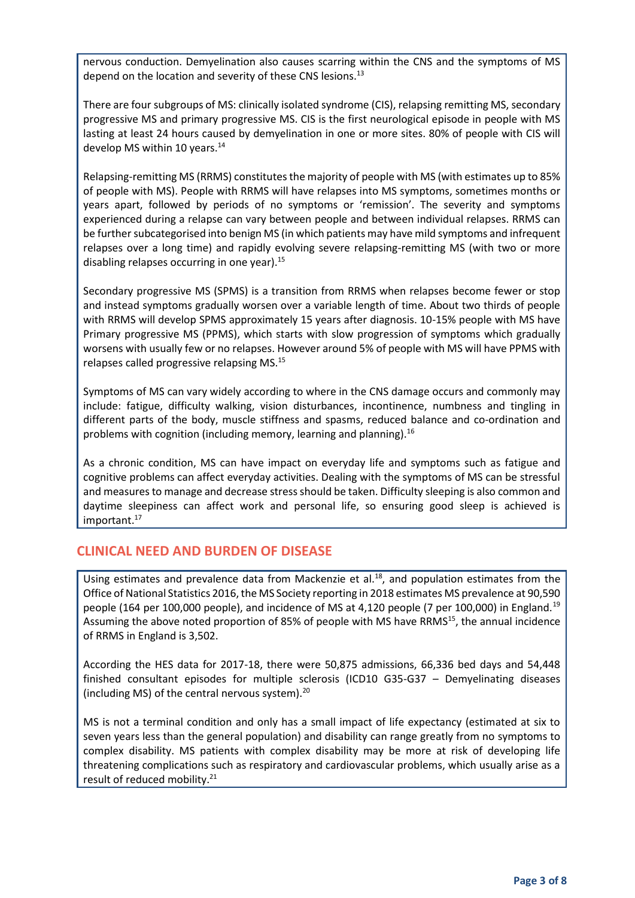nervous conduction. Demyelination also causes scarring within the CNS and the symptoms of MS depend on the location and severity of these CNS lesions.[13]

There are four subgroups of MS: clinically isolated syndrome (CIS), relapsing remitting MS, secondary progressive MS and primary progressive MS. CIS is the first neurological episode in people with MS lasting at least 24 hours caused by demyelination in one or more sites. 80% of people with CIS will develop MS within 10 years.[14]

Relapsing-remitting MS (RRMS) constitutes the majority of people with MS (with estimates up to 85% of people with MS). People with RRMS will have relapses into MS symptoms, sometimes months or years apart, followed by periods of no symptoms or 'remission'. The severity and symptoms experienced during a relapse can vary between people and between individual relapses. RRMS can be further subcategorised into benign MS (in which patients may have mild symptoms and infrequent relapses over a long time) and rapidly evolving severe relapsing-remitting MS (with two or more disabling relapses occurring in one year).[15]

Secondary progressive MS (SPMS) is a transition from RRMS when relapses become fewer or stop and instead symptoms gradually worsen over a variable length of time. About two thirds of people with RRMS will develop SPMS approximately 15 years after diagnosis. 10-15% people with MS have Primary progressive MS (PPMS), which starts with slow progression of symptoms which gradually worsens with usually few or no relapses. However around 5% of people with MS will have PPMS with relapses called progressive relapsing MS.[15]

Symptoms of MS can vary widely according to where in the CNS damage occurs and commonly may include: fatigue, difficulty walking, vision disturbances, incontinence, numbness and tingling in different parts of the body, muscle stiffness and spasms, reduced balance and co-ordination and problems with cognition (including memory, learning and planning).[16]

As a chronic condition, MS can have impact on everyday life and symptoms such as fatigue and cognitive problems can affect everyday activities. Dealing with the symptoms of MS can be stressful and measures to manage and decrease stress should be taken. Difficulty sleeping is also common and daytime sleepiness can affect work and personal life, so ensuring good sleep is achieved is important.[17]

## CLINICAL NEED AND BURDEN OF DISEASE

Using estimates and prevalence data from Mackenzie et al.[18], and population estimates from the Office of National Statistics 2016, the MS Society reporting in 2018 estimates MS prevalence at 90,590 people (164 per 100,000 people), and incidence of MS at 4,120 people (7 per 100,000) in England.[19] Assuming the above noted proportion of 85% of people with MS have RRMS[15], the annual incidence of RRMS in England is 3,502.

According the HES data for 2017-18, there were 50,875 admissions, 66,336 bed days and 54,448 finished consultant episodes for multiple sclerosis (ICD10 G35-G37 – Demyelinating diseases (including MS) of the central nervous system).[20]

MS is not a terminal condition and only has a small impact of life expectancy (estimated at six to seven years less than the general population) and disability can range greatly from no symptoms to complex disability. MS patients with complex disability may be more at risk of developing life threatening complications such as respiratory and cardiovascular problems, which usually arise as a result of reduced mobility.[21]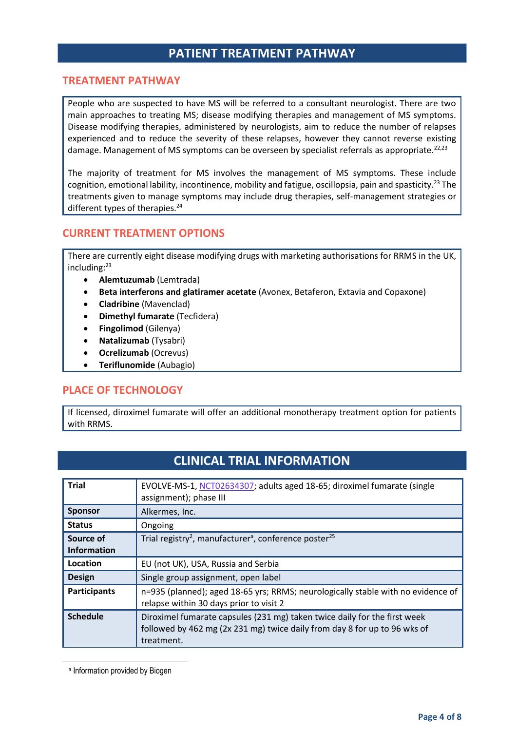# PATIENT TREATMENT PATHWAY

## TREATMENT PATHWAY

People who are suspected to have MS will be referred to a consultant neurologist. There are two main approaches to treating MS; disease modifying therapies and management of MS symptoms. Disease modifying therapies, administered by neurologists, aim to reduce the number of relapses experienced and to reduce the severity of these relapses, however they cannot reverse existing damage. Management of MS symptoms can be overseen by specialist referrals as appropriate.[22,23]

The majority of treatment for MS involves the management of MS symptoms. These include cognition, emotional lability, incontinence, mobility and fatigue, oscillopsia, pain and spasticity.[23] The treatments given to manage symptoms may include drug therapies, self-management strategies or different types of therapies.[24]

## CURRENT TREATMENT OPTIONS

There are currently eight disease modifying drugs with marketing authorisations for RRMS in the UK, including:[23]

- **Alemtuzumab** (Lemtrada)
- **Beta interferons and glatiramer acetate** (Avonex, Betaferon, Extavia and Copaxone)
- **Cladribine** (Mavenclad)
- **Dimethyl fumarate** (Tecfidera)
- **Fingolimod** (Gilenya)
- **Natalizumab** (Tysabri)
- **Ocrelizumab** (Ocrevus)
- **Teriflunomide** (Aubagio)

## PLACE OF TECHNOLOGY

If licensed, diroximel fumarate will offer an additional monotherapy treatment option for patients with RRMS.

# CLINICAL TRIAL INFORMATION

| | |
|---|---|
| **Trial** | EVOLVE-MS-1, NCT02634307; adults aged 18-65; diroximel fumarate (single assignment); phase III |
| **Sponsor** | Alkermes, Inc. |
| **Status** | Ongoing |
| **Source of Information** | Trial registry[2], manufacturer[a], conference poster[25] |
| **Location** | EU (not UK), USA, Russia and Serbia |
| **Design** | Single group assignment, open label |
| **Participants** | n=935 (planned); aged 18-65 yrs; RRMS; neurologically stable with no evidence of relapse within 30 days prior to visit 2 |
| **Schedule** | Diroximel fumarate capsules (231 mg) taken twice daily for the first week followed by 462 mg (2x 231 mg) twice daily from day 8 for up to 96 wks of treatment. |

[a] Information provided by Biogen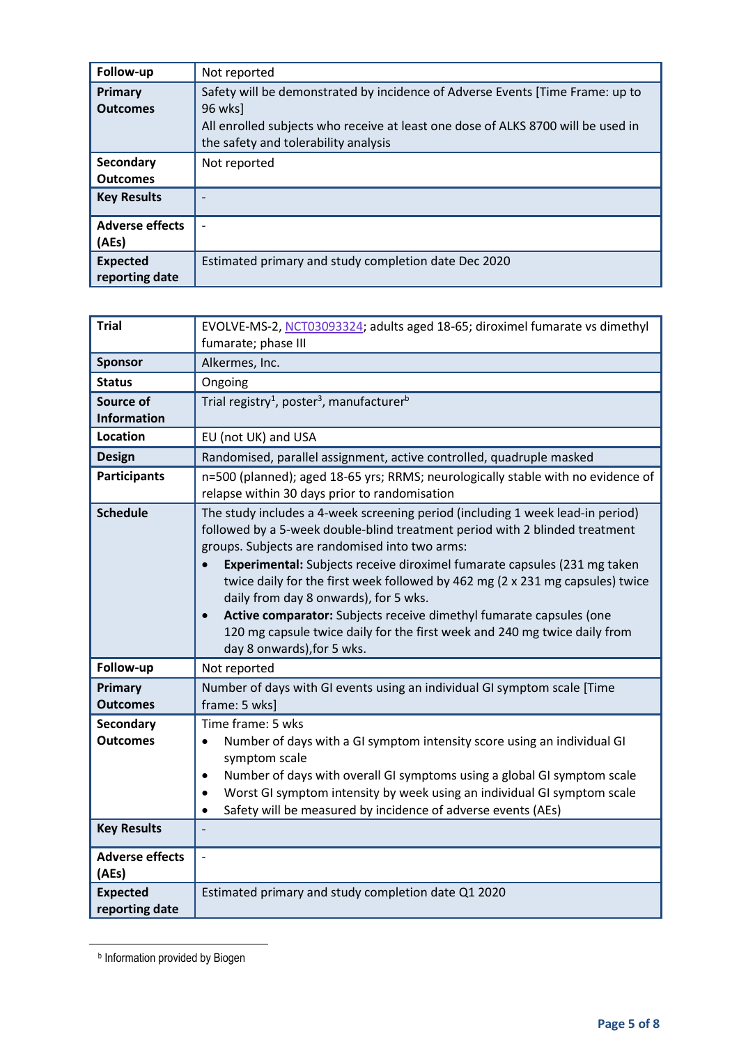| Follow-up | Not reported |
|---|---|
| **Primary Outcomes** | Safety will be demonstrated by incidence of Adverse Events [Time Frame: up to 96 wks]<br>All enrolled subjects who receive at least one dose of ALKS 8700 will be used in the safety and tolerability analysis |
| **Secondary Outcomes** | Not reported |
| **Key Results** | - |
| **Adverse effects (AEs)** | - |
| **Expected reporting date** | Estimated primary and study completion date Dec 2020 |

| Trial | EVOLVE-MS-2, NCT03093324; adults aged 18-65; diroximel fumarate vs dimethyl fumarate; phase III |
|---|---|
| **Sponsor** | Alkermes, Inc. |
| **Status** | Ongoing |
| **Source of Information** | Trial registry[1], poster[3], manufacturer[b] |
| **Location** | EU (not UK) and USA |
| **Design** | Randomised, parallel assignment, active controlled, quadruple masked |
| **Participants** | n=500 (planned); aged 18-65 yrs; RRMS; neurologically stable with no evidence of relapse within 30 days prior to randomisation |
| **Schedule** | The study includes a 4-week screening period (including 1 week lead-in period) followed by a 5-week double-blind treatment period with 2 blinded treatment groups. Subjects are randomised into two arms:<br>• **Experimental:** Subjects receive diroximel fumarate capsules (231 mg taken twice daily for the first week followed by 462 mg (2 x 231 mg capsules) twice daily from day 8 onwards), for 5 wks.<br>• **Active comparator:** Subjects receive dimethyl fumarate capsules (one 120 mg capsule twice daily for the first week and 240 mg twice daily from day 8 onwards),for 5 wks. |
| **Follow-up** | Not reported |
| **Primary Outcomes** | Number of days with GI events using an individual GI symptom scale [Time frame: 5 wks] |
| **Secondary Outcomes** | Time frame: 5 wks<br>• Number of days with a GI symptom intensity score using an individual GI symptom scale<br>• Number of days with overall GI symptoms using a global GI symptom scale<br>• Worst GI symptom intensity by week using an individual GI symptom scale<br>• Safety will be measured by incidence of adverse events (AEs) |
| **Key Results** | - |
| **Adverse effects (AEs)** | - |
| **Expected reporting date** | Estimated primary and study completion date Q1 2020 |

[b] Information provided by Biogen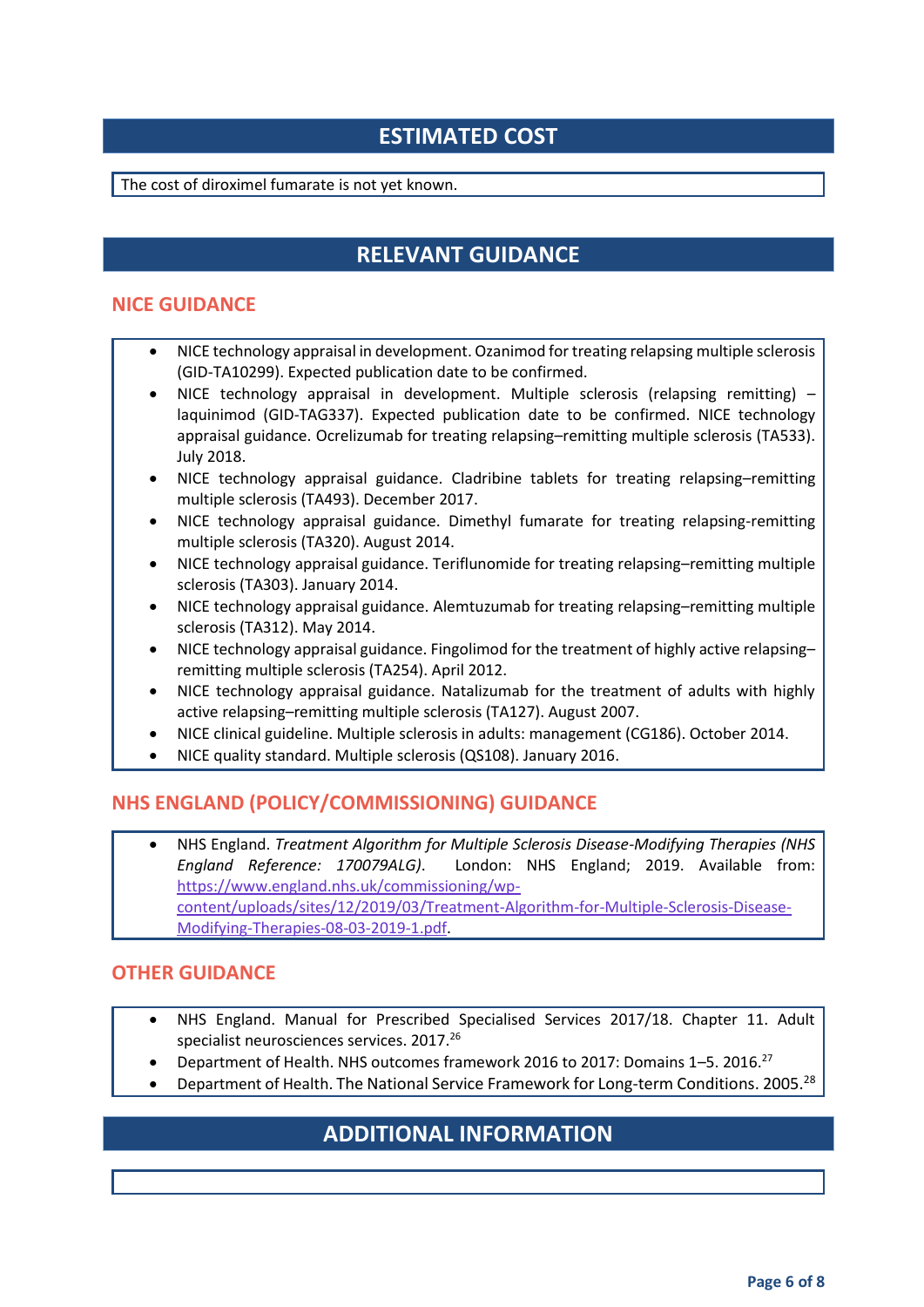## ESTIMATED COST

The cost of diroximel fumarate is not yet known.

## RELEVANT GUIDANCE

### NICE GUIDANCE

- NICE technology appraisal in development. Ozanimod for treating relapsing multiple sclerosis (GID-TA10299). Expected publication date to be confirmed.
- NICE technology appraisal in development. Multiple sclerosis (relapsing remitting) – laquinimod (GID-TAG337). Expected publication date to be confirmed. NICE technology appraisal guidance. Ocrelizumab for treating relapsing–remitting multiple sclerosis (TA533). July 2018.
- NICE technology appraisal guidance. Cladribine tablets for treating relapsing–remitting multiple sclerosis (TA493). December 2017.
- NICE technology appraisal guidance. Dimethyl fumarate for treating relapsing-remitting multiple sclerosis (TA320). August 2014.
- NICE technology appraisal guidance. Teriflunomide for treating relapsing–remitting multiple sclerosis (TA303). January 2014.
- NICE technology appraisal guidance. Alemtuzumab for treating relapsing–remitting multiple sclerosis (TA312). May 2014.
- NICE technology appraisal guidance. Fingolimod for the treatment of highly active relapsing–remitting multiple sclerosis (TA254). April 2012.
- NICE technology appraisal guidance. Natalizumab for the treatment of adults with highly active relapsing–remitting multiple sclerosis (TA127). August 2007.
- NICE clinical guideline. Multiple sclerosis in adults: management (CG186). October 2014.
- NICE quality standard. Multiple sclerosis (QS108). January 2016.

### NHS ENGLAND (POLICY/COMMISSIONING) GUIDANCE

- NHS England. *Treatment Algorithm for Multiple Sclerosis Disease-Modifying Therapies (NHS England Reference: 170079ALG)*. London: NHS England; 2019. Available from: https://www.england.nhs.uk/commissioning/wp-content/uploads/sites/12/2019/03/Treatment-Algorithm-for-Multiple-Sclerosis-Disease-Modifying-Therapies-08-03-2019-1.pdf.

### OTHER GUIDANCE

- NHS England. Manual for Prescribed Specialised Services 2017/18. Chapter 11. Adult specialist neurosciences services. 2017.[26]
- Department of Health. NHS outcomes framework 2016 to 2017: Domains 1–5. 2016.[27]
- Department of Health. The National Service Framework for Long-term Conditions. 2005.[28]

## ADDITIONAL INFORMATION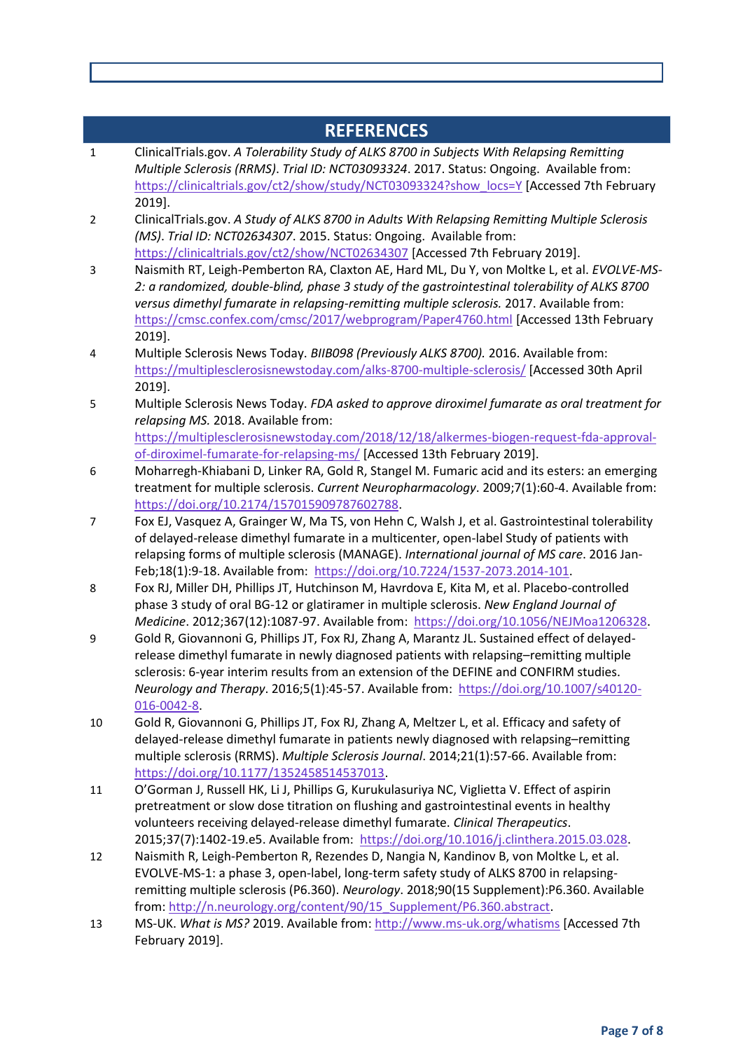## REFERENCES

1. ClinicalTrials.gov. *A Tolerability Study of ALKS 8700 in Subjects With Relapsing Remitting Multiple Sclerosis (RRMS)*. *Trial ID: NCT03093324*. 2017. Status: Ongoing. Available from: https://clinicaltrials.gov/ct2/show/study/NCT03093324?show_locs=Y [Accessed 7th February 2019].
2. ClinicalTrials.gov. *A Study of ALKS 8700 in Adults With Relapsing Remitting Multiple Sclerosis (MS)*. *Trial ID: NCT02634307*. 2015. Status: Ongoing. Available from: https://clinicaltrials.gov/ct2/show/NCT02634307 [Accessed 7th February 2019].
3. Naismith RT, Leigh-Pemberton RA, Claxton AE, Hard ML, Du Y, von Moltke L, et al. *EVOLVE-MS-2: a randomized, double-blind, phase 3 study of the gastrointestinal tolerability of ALKS 8700 versus dimethyl fumarate in relapsing-remitting multiple sclerosis.* 2017. Available from: https://cmsc.confex.com/cmsc/2017/webprogram/Paper4760.html [Accessed 13th February 2019].
4. Multiple Sclerosis News Today. *BIIB098 (Previously ALKS 8700).* 2016. Available from: https://multiplesclerosisnewstoday.com/alks-8700-multiple-sclerosis/ [Accessed 30th April 2019].
5. Multiple Sclerosis News Today. *FDA asked to approve diroximel fumarate as oral treatment for relapsing MS.* 2018. Available from: https://multiplesclerosisnewstoday.com/2018/12/18/alkermes-biogen-request-fda-approval-of-diroximel-fumarate-for-relapsing-ms/ [Accessed 13th February 2019].
6. Moharregh-Khiabani D, Linker RA, Gold R, Stangel M. Fumaric acid and its esters: an emerging treatment for multiple sclerosis. *Current Neuropharmacology*. 2009;7(1):60-4. Available from: https://doi.org/10.2174/157015909787602788.
7. Fox EJ, Vasquez A, Grainger W, Ma TS, von Hehn C, Walsh J, et al. Gastrointestinal tolerability of delayed-release dimethyl fumarate in a multicenter, open-label Study of patients with relapsing forms of multiple sclerosis (MANAGE). *International journal of MS care*. 2016 Jan-Feb;18(1):9-18. Available from: https://doi.org/10.7224/1537-2073.2014-101.
8. Fox RJ, Miller DH, Phillips JT, Hutchinson M, Havrdova E, Kita M, et al. Placebo-controlled phase 3 study of oral BG-12 or glatiramer in multiple sclerosis. *New England Journal of Medicine*. 2012;367(12):1087-97. Available from: https://doi.org/10.1056/NEJMoa1206328.
9. Gold R, Giovannoni G, Phillips JT, Fox RJ, Zhang A, Marantz JL. Sustained effect of delayed-release dimethyl fumarate in newly diagnosed patients with relapsing–remitting multiple sclerosis: 6-year interim results from an extension of the DEFINE and CONFIRM studies. *Neurology and Therapy*. 2016;5(1):45-57. Available from: https://doi.org/10.1007/s40120-016-0042-8.
10. Gold R, Giovannoni G, Phillips JT, Fox RJ, Zhang A, Meltzer L, et al. Efficacy and safety of delayed-release dimethyl fumarate in patients newly diagnosed with relapsing–remitting multiple sclerosis (RRMS). *Multiple Sclerosis Journal*. 2014;21(1):57-66. Available from: https://doi.org/10.1177/1352458514537013.
11. O'Gorman J, Russell HK, Li J, Phillips G, Kurukulasuriya NC, Viglietta V. Effect of aspirin pretreatment or slow dose titration on flushing and gastrointestinal events in healthy volunteers receiving delayed-release dimethyl fumarate. *Clinical Therapeutics*. 2015;37(7):1402-19.e5. Available from: https://doi.org/10.1016/j.clinthera.2015.03.028.
12. Naismith R, Leigh-Pemberton R, Rezendes D, Nangia N, Kandinov B, von Moltke L, et al. EVOLVE-MS-1: a phase 3, open-label, long-term safety study of ALKS 8700 in relapsing-remitting multiple sclerosis (P6.360). *Neurology*. 2018;90(15 Supplement):P6.360. Available from: http://n.neurology.org/content/90/15_Supplement/P6.360.abstract.
13. MS-UK. *What is MS?* 2019. Available from: http://www.ms-uk.org/whatisms [Accessed 7th February 2019].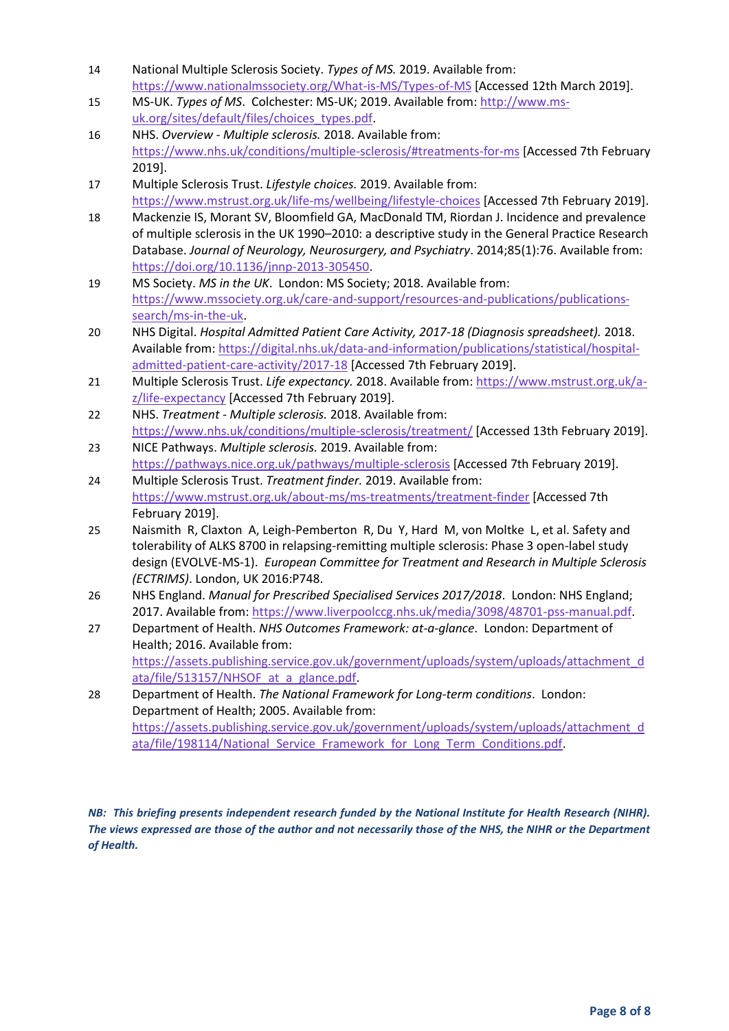14 National Multiple Sclerosis Society. *Types of MS.* 2019. Available from: https://www.nationalmssociety.org/What-is-MS/Types-of-MS [Accessed 12th March 2019].

15 MS-UK. *Types of MS*. Colchester: MS-UK; 2019. Available from: http://www.ms-uk.org/sites/default/files/choices_types.pdf.

16 NHS. *Overview - Multiple sclerosis.* 2018. Available from: https://www.nhs.uk/conditions/multiple-sclerosis/#treatments-for-ms [Accessed 7th February 2019].

17 Multiple Sclerosis Trust. *Lifestyle choices.* 2019. Available from: https://www.mstrust.org.uk/life-ms/wellbeing/lifestyle-choices [Accessed 7th February 2019].

18 Mackenzie IS, Morant SV, Bloomfield GA, MacDonald TM, Riordan J. Incidence and prevalence of multiple sclerosis in the UK 1990–2010: a descriptive study in the General Practice Research Database. *Journal of Neurology, Neurosurgery, and Psychiatry*. 2014;85(1):76. Available from: https://doi.org/10.1136/jnnp-2013-305450.

19 MS Society. *MS in the UK*. London: MS Society; 2018. Available from: https://www.mssociety.org.uk/care-and-support/resources-and-publications/publications-search/ms-in-the-uk.

20 NHS Digital. *Hospital Admitted Patient Care Activity, 2017-18 (Diagnosis spreadsheet).* 2018. Available from: https://digital.nhs.uk/data-and-information/publications/statistical/hospital-admitted-patient-care-activity/2017-18 [Accessed 7th February 2019].

21 Multiple Sclerosis Trust. *Life expectancy.* 2018. Available from: https://www.mstrust.org.uk/a-z/life-expectancy [Accessed 7th February 2019].

22 NHS. *Treatment - Multiple sclerosis.* 2018. Available from: https://www.nhs.uk/conditions/multiple-sclerosis/treatment/ [Accessed 13th February 2019].

23 NICE Pathways. *Multiple sclerosis.* 2019. Available from: https://pathways.nice.org.uk/pathways/multiple-sclerosis [Accessed 7th February 2019].

24 Multiple Sclerosis Trust. *Treatment finder.* 2019. Available from: https://www.mstrust.org.uk/about-ms/ms-treatments/treatment-finder [Accessed 7th February 2019].

25 Naismith R, Claxton A, Leigh-Pemberton R, Du Y, Hard M, von Moltke L, et al. Safety and tolerability of ALKS 8700 in relapsing-remitting multiple sclerosis: Phase 3 open-label study design (EVOLVE-MS-1). *European Committee for Treatment and Research in Multiple Sclerosis (ECTRIMS)*. London, UK 2016:P748.

26 NHS England. *Manual for Prescribed Specialised Services 2017/2018*. London: NHS England; 2017. Available from: https://www.liverpoolccg.nhs.uk/media/3098/48701-pss-manual.pdf.

27 Department of Health. *NHS Outcomes Framework: at-a-glance*. London: Department of Health; 2016. Available from: https://assets.publishing.service.gov.uk/government/uploads/system/uploads/attachment_data/file/513157/NHSOF_at_a_glance.pdf.

28 Department of Health. *The National Framework for Long-term conditions*. London: Department of Health; 2005. Available from: https://assets.publishing.service.gov.uk/government/uploads/system/uploads/attachment_data/file/198114/National_Service_Framework_for_Long_Term_Conditions.pdf.

***NB: This briefing presents independent research funded by the National Institute for Health Research (NIHR). The views expressed are those of the author and not necessarily those of the NHS, the NIHR or the Department of Health.***